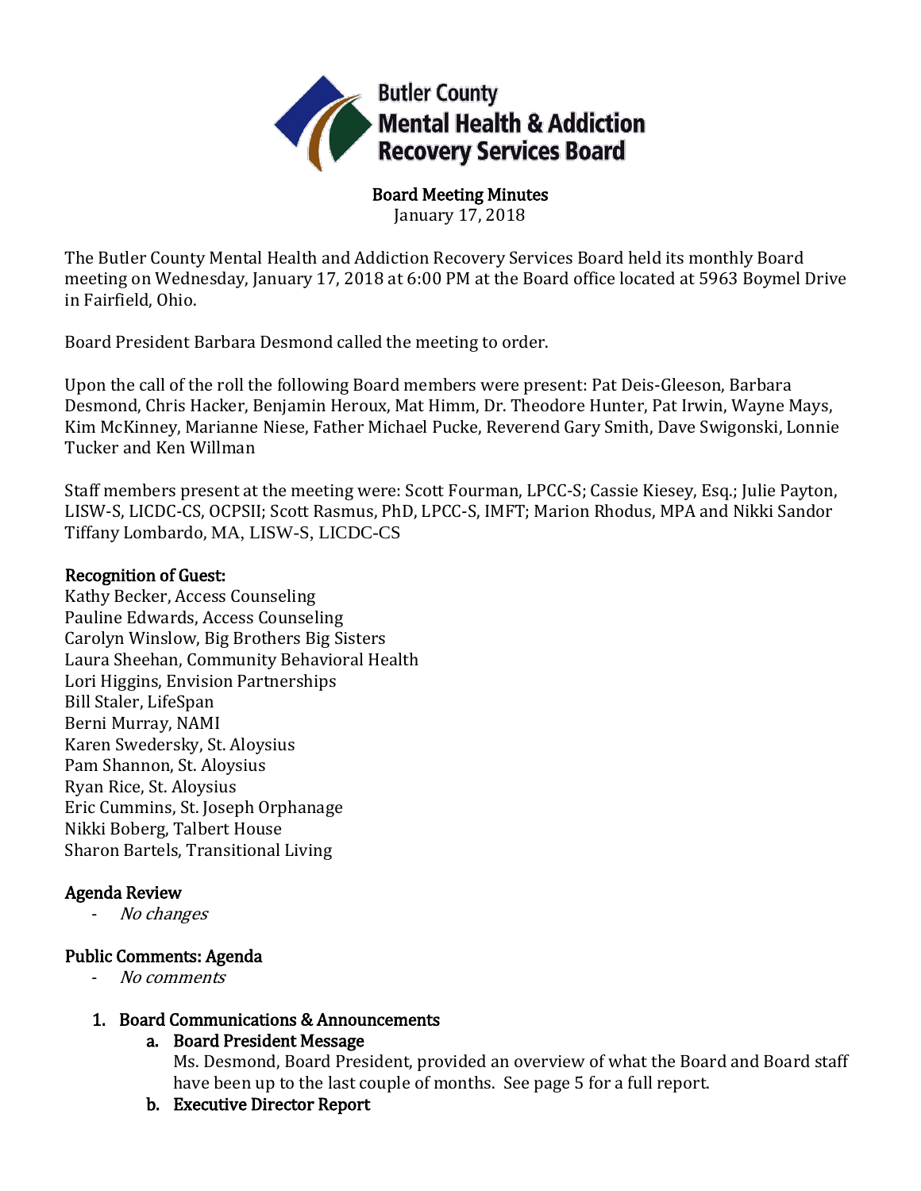Butler County
Mental Health & Addiction
Recovery Services Board

# Board Meeting Minutes

January 17, 2018

The Butler County Mental Health and Addiction Recovery Services Board held its monthly Board meeting on Wednesday, January 17, 2018 at 6:00 PM at the Board office located at 5963 Boymel Drive in Fairfield, Ohio.

Board President Barbara Desmond called the meeting to order.

Upon the call of the roll the following Board members were present: Pat Deis-Gleeson, Barbara Desmond, Chris Hacker, Benjamin Heroux, Mat Himm, Dr. Theodore Hunter, Pat Irwin, Wayne Mays, Kim McKinney, Marianne Niese, Father Michael Pucke, Reverend Gary Smith, Dave Swigonski, Lonnie Tucker and Ken Willman

Staff members present at the meeting were: Scott Fourman, LPCC-S; Cassie Kiesey, Esq.; Julie Payton, LISW-S, LICDC-CS, OCPSII; Scott Rasmus, PhD, LPCC-S, IMFT; Marion Rhodus, MPA and Nikki Sandor Tiffany Lombardo, MA, LISW-S, LICDC-CS

## Recognition of Guest:

Kathy Becker, Access Counseling
Pauline Edwards, Access Counseling
Carolyn Winslow, Big Brothers Big Sisters
Laura Sheehan, Community Behavioral Health
Lori Higgins, Envision Partnerships
Bill Staler, LifeSpan
Berni Murray, NAMI
Karen Swedersky, St. Aloysius
Pam Shannon, St. Aloysius
Ryan Rice, St. Aloysius
Eric Cummins, St. Joseph Orphanage
Nikki Boberg, Talbert House
Sharon Bartels, Transitional Living

## Agenda Review

- *No changes*

## Public Comments: Agenda

- *No comments*

1. **Board Communications & Announcements**
   a. **Board President Message**
      Ms. Desmond, Board President, provided an overview of what the Board and Board staff have been up to the last couple of months. See page 5 for a full report.
   b. **Executive Director Report**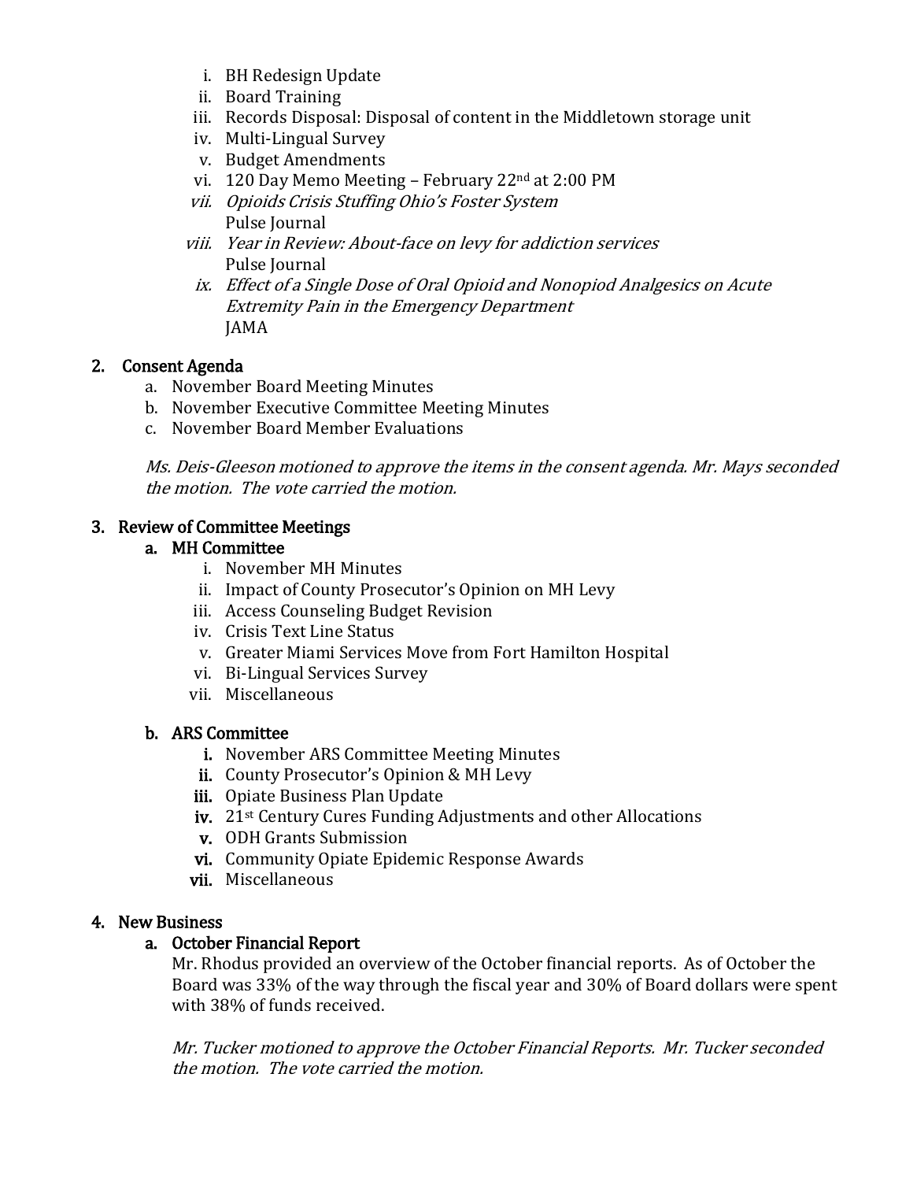i. BH Redesign Update
ii. Board Training
iii. Records Disposal: Disposal of content in the Middletown storage unit
iv. Multi-Lingual Survey
v. Budget Amendments
vi. 120 Day Memo Meeting – February 22nd at 2:00 PM
vii. *Opioids Crisis Stuffing Ohio's Foster System*
   Pulse Journal
viii. *Year in Review: About-face on levy for addiction services*
   Pulse Journal
ix. *Effect of a Single Dose of Oral Opioid and Nonopiod Analgesics on Acute Extremity Pain in the Emergency Department*
   JAMA

## 2. Consent Agenda

a. November Board Meeting Minutes
b. November Executive Committee Meeting Minutes
c. November Board Member Evaluations

*Ms. Deis-Gleeson motioned to approve the items in the consent agenda. Mr. Mays seconded the motion. The vote carried the motion.*

## 3. Review of Committee Meetings

### a. MH Committee

i. November MH Minutes
ii. Impact of County Prosecutor's Opinion on MH Levy
iii. Access Counseling Budget Revision
iv. Crisis Text Line Status
v. Greater Miami Services Move from Fort Hamilton Hospital
vi. Bi-Lingual Services Survey
vii. Miscellaneous

### b. ARS Committee

i. November ARS Committee Meeting Minutes
ii. County Prosecutor's Opinion & MH Levy
iii. Opiate Business Plan Update
iv. 21st Century Cures Funding Adjustments and other Allocations
v. ODH Grants Submission
vi. Community Opiate Epidemic Response Awards
vii. Miscellaneous

## 4. New Business

### a. October Financial Report

Mr. Rhodus provided an overview of the October financial reports. As of October the Board was 33% of the way through the fiscal year and 30% of Board dollars were spent with 38% of funds received.

*Mr. Tucker motioned to approve the October Financial Reports. Mr. Tucker seconded the motion. The vote carried the motion.*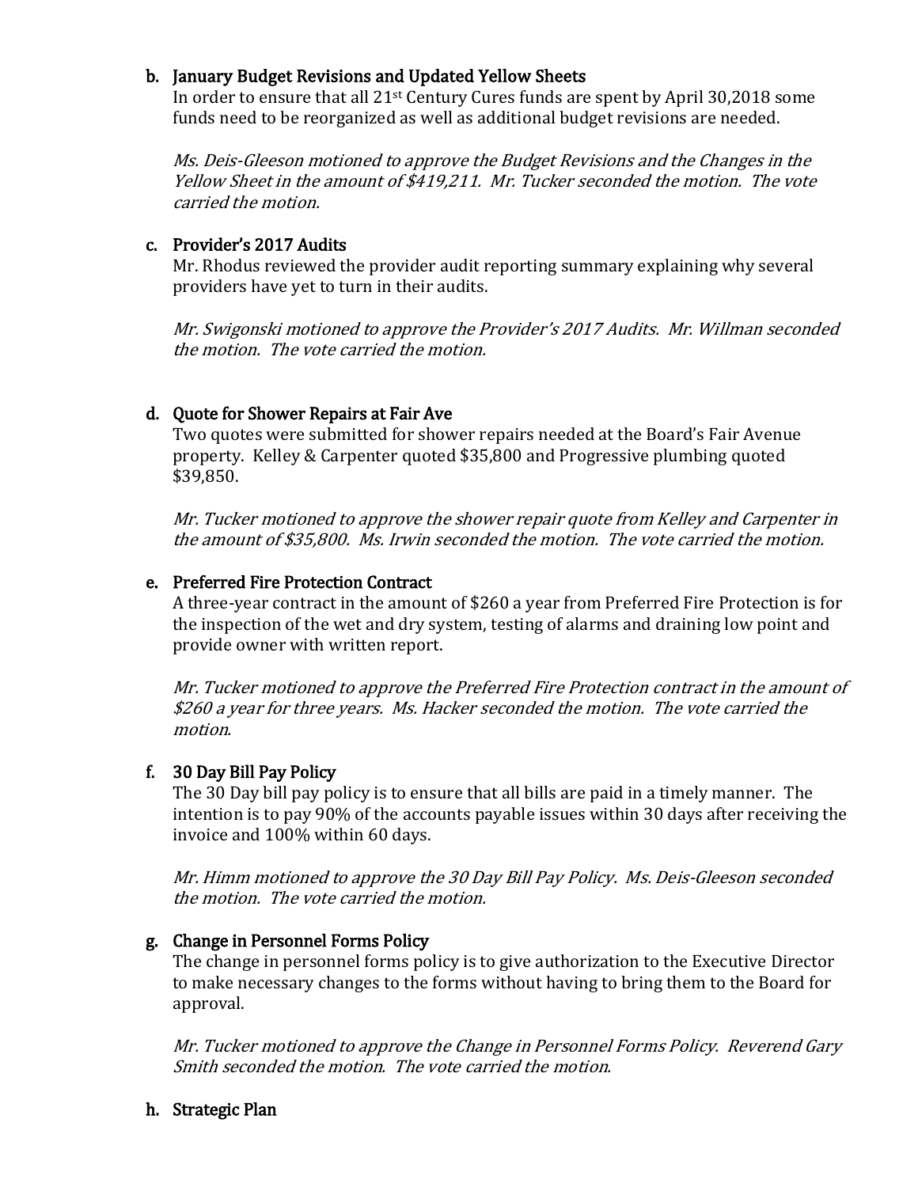**b. January Budget Revisions and Updated Yellow Sheets**

In order to ensure that all 21st Century Cures funds are spent by April 30,2018 some funds need to be reorganized as well as additional budget revisions are needed.

*Ms. Deis-Gleeson motioned to approve the Budget Revisions and the Changes in the Yellow Sheet in the amount of $419,211. Mr. Tucker seconded the motion. The vote carried the motion.*

**c. Provider's 2017 Audits**

Mr. Rhodus reviewed the provider audit reporting summary explaining why several providers have yet to turn in their audits.

*Mr. Swigonski motioned to approve the Provider's 2017 Audits. Mr. Willman seconded the motion. The vote carried the motion.*

**d. Quote for Shower Repairs at Fair Ave**

Two quotes were submitted for shower repairs needed at the Board's Fair Avenue property. Kelley & Carpenter quoted $35,800 and Progressive plumbing quoted $39,850.

*Mr. Tucker motioned to approve the shower repair quote from Kelley and Carpenter in the amount of $35,800. Ms. Irwin seconded the motion. The vote carried the motion.*

**e. Preferred Fire Protection Contract**

A three-year contract in the amount of $260 a year from Preferred Fire Protection is for the inspection of the wet and dry system, testing of alarms and draining low point and provide owner with written report.

*Mr. Tucker motioned to approve the Preferred Fire Protection contract in the amount of $260 a year for three years. Ms. Hacker seconded the motion. The vote carried the motion.*

**f. 30 Day Bill Pay Policy**

The 30 Day bill pay policy is to ensure that all bills are paid in a timely manner. The intention is to pay 90% of the accounts payable issues within 30 days after receiving the invoice and 100% within 60 days.

*Mr. Himm motioned to approve the 30 Day Bill Pay Policy. Ms. Deis-Gleeson seconded the motion. The vote carried the motion.*

**g. Change in Personnel Forms Policy**

The change in personnel forms policy is to give authorization to the Executive Director to make necessary changes to the forms without having to bring them to the Board for approval.

*Mr. Tucker motioned to approve the Change in Personnel Forms Policy. Reverend Gary Smith seconded the motion. The vote carried the motion.*

**h. Strategic Plan**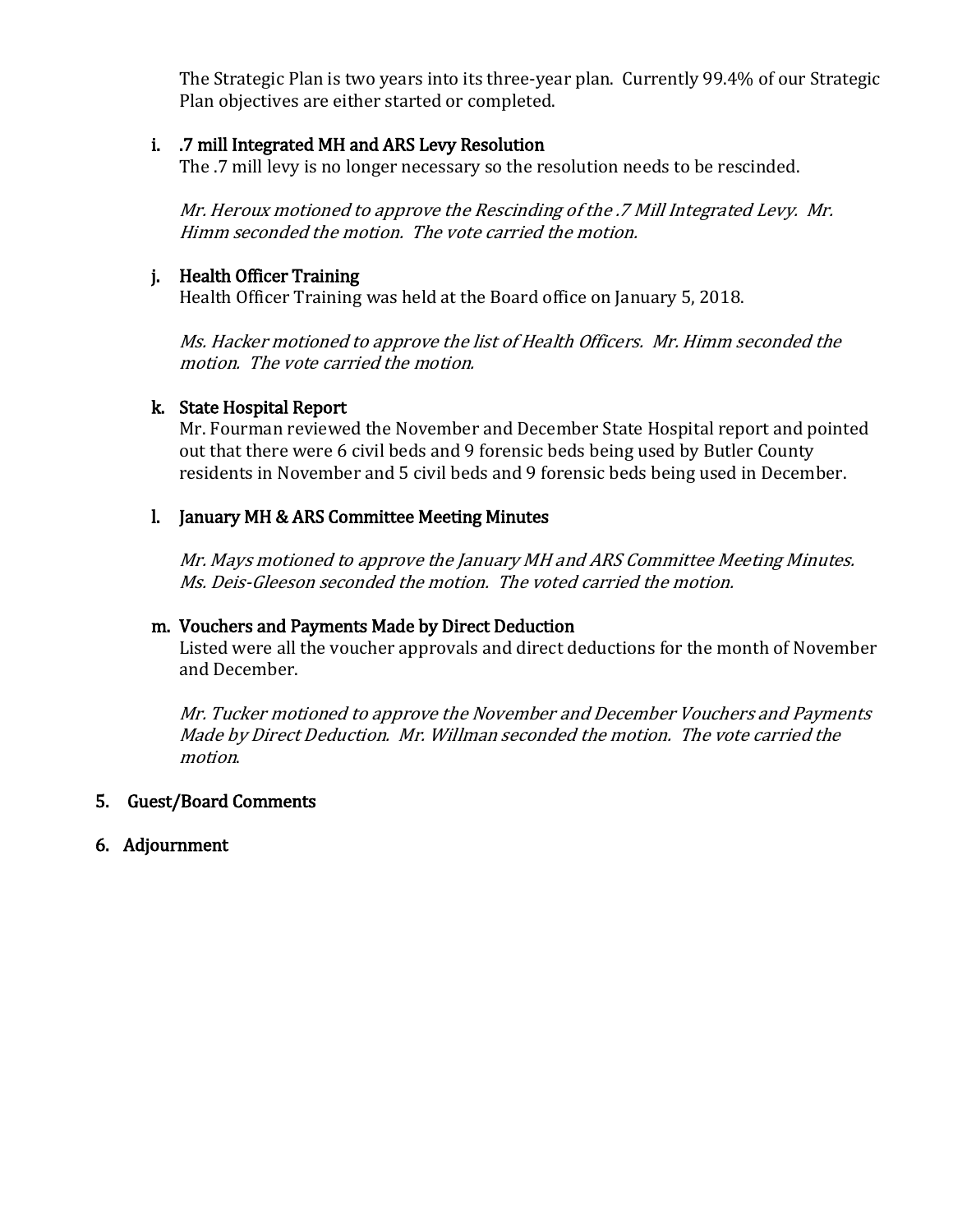The Strategic Plan is two years into its three-year plan. Currently 99.4% of our Strategic Plan objectives are either started or completed.

i. .7 mill Integrated MH and ARS Levy Resolution

The .7 mill levy is no longer necessary so the resolution needs to be rescinded.

*Mr. Heroux motioned to approve the Rescinding of the .7 Mill Integrated Levy. Mr. Himm seconded the motion. The vote carried the motion.*

j. Health Officer Training

Health Officer Training was held at the Board office on January 5, 2018.

*Ms. Hacker motioned to approve the list of Health Officers. Mr. Himm seconded the motion. The vote carried the motion.*

k. State Hospital Report

Mr. Fourman reviewed the November and December State Hospital report and pointed out that there were 6 civil beds and 9 forensic beds being used by Butler County residents in November and 5 civil beds and 9 forensic beds being used in December.

l. January MH & ARS Committee Meeting Minutes

*Mr. Mays motioned to approve the January MH and ARS Committee Meeting Minutes. Ms. Deis-Gleeson seconded the motion. The voted carried the motion.*

m. Vouchers and Payments Made by Direct Deduction

Listed were all the voucher approvals and direct deductions for the month of November and December.

*Mr. Tucker motioned to approve the November and December Vouchers and Payments Made by Direct Deduction. Mr. Willman seconded the motion. The vote carried the motion.*

5. Guest/Board Comments

6. Adjournment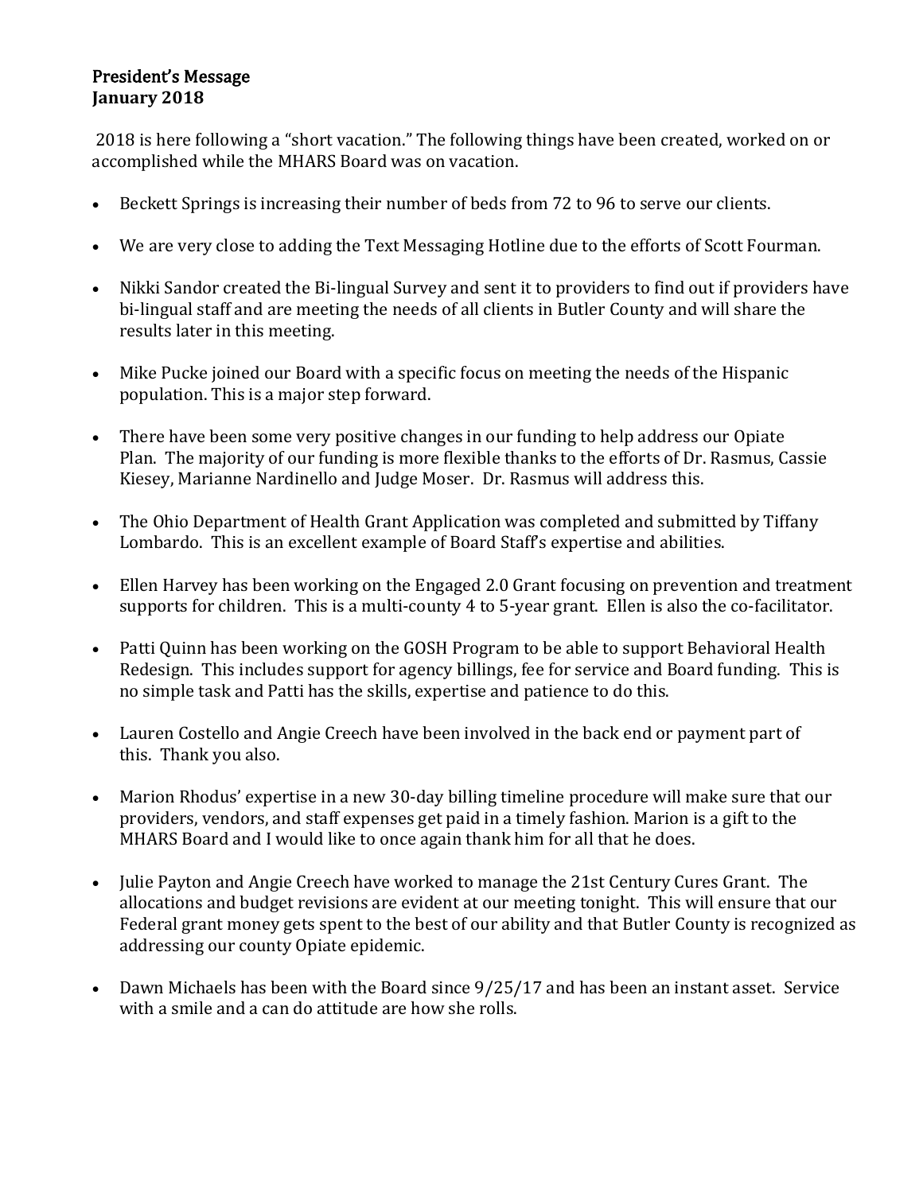**President's Message**
**January 2018**

2018 is here following a "short vacation." The following things have been created, worked on or accomplished while the MHARS Board was on vacation.

- Beckett Springs is increasing their number of beds from 72 to 96 to serve our clients.
- We are very close to adding the Text Messaging Hotline due to the efforts of Scott Fourman.
- Nikki Sandor created the Bi-lingual Survey and sent it to providers to find out if providers have bi-lingual staff and are meeting the needs of all clients in Butler County and will share the results later in this meeting.
- Mike Pucke joined our Board with a specific focus on meeting the needs of the Hispanic population. This is a major step forward.
- There have been some very positive changes in our funding to help address our Opiate Plan. The majority of our funding is more flexible thanks to the efforts of Dr. Rasmus, Cassie Kiesey, Marianne Nardinello and Judge Moser. Dr. Rasmus will address this.
- The Ohio Department of Health Grant Application was completed and submitted by Tiffany Lombardo. This is an excellent example of Board Staff's expertise and abilities.
- Ellen Harvey has been working on the Engaged 2.0 Grant focusing on prevention and treatment supports for children. This is a multi-county 4 to 5-year grant. Ellen is also the co-facilitator.
- Patti Quinn has been working on the GOSH Program to be able to support Behavioral Health Redesign. This includes support for agency billings, fee for service and Board funding. This is no simple task and Patti has the skills, expertise and patience to do this.
- Lauren Costello and Angie Creech have been involved in the back end or payment part of this. Thank you also.
- Marion Rhodus' expertise in a new 30-day billing timeline procedure will make sure that our providers, vendors, and staff expenses get paid in a timely fashion. Marion is a gift to the MHARS Board and I would like to once again thank him for all that he does.
- Julie Payton and Angie Creech have worked to manage the 21st Century Cures Grant. The allocations and budget revisions are evident at our meeting tonight. This will ensure that our Federal grant money gets spent to the best of our ability and that Butler County is recognized as addressing our county Opiate epidemic.
- Dawn Michaels has been with the Board since 9/25/17 and has been an instant asset. Service with a smile and a can do attitude are how she rolls.